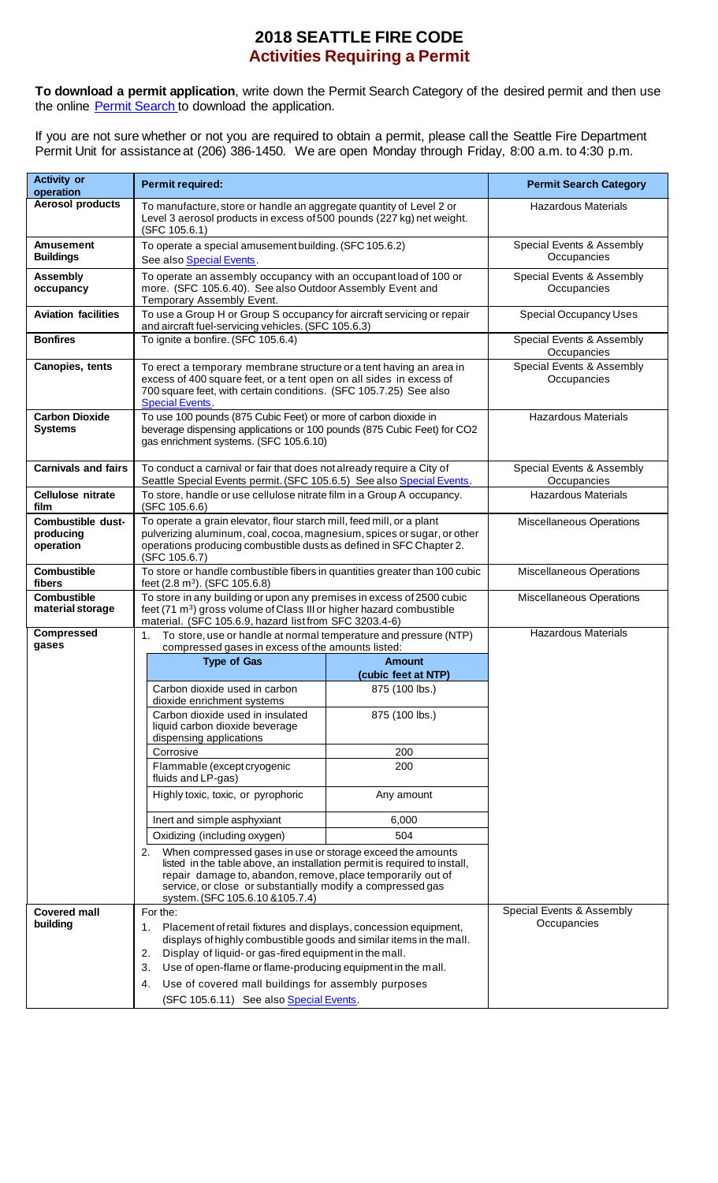# 2018 SEATTLE FIRE CODE

## Activities Requiring a Permit

**To download a permit application**, write down the Permit Search Category of the desired permit and then use the online Permit Search to download the application.

If you are not sure whether or not you are required to obtain a permit, please call the Seattle Fire Department Permit Unit for assistance at (206) 386-1450. We are open Monday through Friday, 8:00 a.m. to 4:30 p.m.

| Activity or operation | Permit required: | Permit Search Category |
|---|---|---|
| **Aerosol products** | To manufacture, store or handle an aggregate quantity of Level 2 or Level 3 aerosol products in excess of 500 pounds (227 kg) net weight. (SFC 105.6.1) | Hazardous Materials |
| **Amusement Buildings** | To operate a special amusement building. (SFC 105.6.2) See also Special Events. | Special Events & Assembly Occupancies |
| **Assembly occupancy** | To operate an assembly occupancy with an occupant load of 100 or more. (SFC 105.6.40). See also Outdoor Assembly Event and Temporary Assembly Event. | Special Events & Assembly Occupancies |
| **Aviation facilities** | To use a Group H or Group S occupancy for aircraft servicing or repair and aircraft fuel-servicing vehicles. (SFC 105.6.3) | Special Occupancy Uses |
| **Bonfires** | To ignite a bonfire. (SFC 105.6.4) | Special Events & Assembly Occupancies |
| **Canopies, tents** | To erect a temporary membrane structure or a tent having an area in excess of 400 square feet, or a tent open on all sides in excess of 700 square feet, with certain conditions. (SFC 105.7.25) See also Special Events. | Special Events & Assembly Occupancies |
| **Carbon Dioxide Systems** | To use 100 pounds (875 Cubic Feet) or more of carbon dioxide in beverage dispensing applications or 100 pounds (875 Cubic Feet) for CO2 gas enrichment systems. (SFC 105.6.10) | Hazardous Materials |
| **Carnivals and fairs** | To conduct a carnival or fair that does not already require a City of Seattle Special Events permit. (SFC 105.6.5) See also Special Events. | Special Events & Assembly Occupancies |
| **Cellulose nitrate film** | To store, handle or use cellulose nitrate film in a Group A occupancy. (SFC 105.6.6) | Hazardous Materials |
| **Combustible dust-producing operation** | To operate a grain elevator, flour starch mill, feed mill, or a plant pulverizing aluminum, coal, cocoa, magnesium, spices or sugar, or other operations producing combustible dusts as defined in SFC Chapter 2. (SFC 105.6.7) | Miscellaneous Operations |
| **Combustible fibers** | To store or handle combustible fibers in quantities greater than 100 cubic feet (2.8 m³). (SFC 105.6.8) | Miscellaneous Operations |
| **Combustible material storage** | To store in any building or upon any premises in excess of 2500 cubic feet (71 m³) gross volume of Class III or higher hazard combustible material. (SFC 105.6.9, hazard list from SFC 3203.4-6) | Miscellaneous Operations |
| **Compressed gases** | 1. To store, use or handle at normal temperature and pressure (NTP) compressed gases in excess of the amounts listed:<br><br>**Type of Gas** — **Amount (cubic feet at NTP)**<br>Carbon dioxide used in carbon dioxide enrichment systems — 875 (100 lbs.)<br>Carbon dioxide used in insulated liquid carbon dioxide beverage dispensing applications — 875 (100 lbs.)<br>Corrosive — 200<br>Flammable (except cryogenic fluids and LP-gas) — 200<br>Highly toxic, toxic, or pyrophoric — Any amount<br>Inert and simple asphyxiant — 6,000<br>Oxidizing (including oxygen) — 504<br><br>2. When compressed gases in use or storage exceed the amounts listed in the table above, an installation permit is required to install, repair damage to, abandon, remove, place temporarily out of service, or close or substantially modify a compressed gas system. (SFC 105.6.10 &105.7.4) | Hazardous Materials |
| **Covered mall building** | For the:<br>1. Placement of retail fixtures and displays, concession equipment, displays of highly combustible goods and similar items in the mall.<br>2. Display of liquid- or gas-fired equipment in the mall.<br>3. Use of open-flame or flame-producing equipment in the mall.<br>4. Use of covered mall buildings for assembly purposes<br>(SFC 105.6.11) See also Special Events. | Special Events & Assembly Occupancies |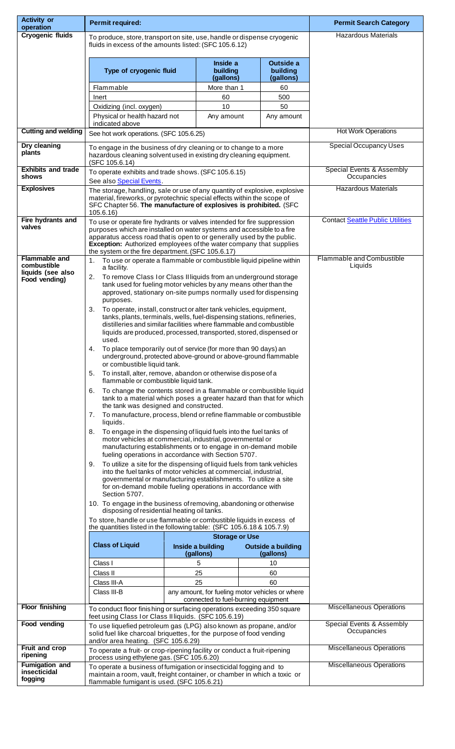| Activity or operation | Permit required: | Permit Search Category |
|---|---|---|
| **Cryogenic fluids** | To produce, store, transport on site, use, handle or dispense cryogenic fluids in excess of the amounts listed: (SFC 105.6.12)<br><br>**Type of cryogenic fluid** / **Inside a building (gallons)** / **Outside a building (gallons)**<br>Flammable / More than 1 / 60<br>Inert / 60 / 500<br>Oxidizing (incl. oxygen) / 10 / 50<br>Physical or health hazard not indicated above / Any amount / Any amount | Hazardous Materials |
| **Cutting and welding** | See hot work operations. (SFC 105.6.25) | Hot Work Operations |
| **Dry cleaning plants** | To engage in the business of dry cleaning or to change to a more hazardous cleaning solvent used in existing dry cleaning equipment. (SFC 105.6.14) | Special Occupancy Uses |
| **Exhibits and trade shows** | To operate exhibits and trade shows. (SFC 105.6.15)<br>See also Special Events. | Special Events & Assembly Occupancies |
| **Explosives** | The storage, handling, sale or use of any quantity of explosive, explosive material, fireworks, or pyrotechnic special effects within the scope of SFC Chapter 56. **The manufacture of explosives is prohibited.** (SFC 105.6.16) | Hazardous Materials |
| **Fire hydrants and valves** | To use or operate fire hydrants or valves intended for fire suppression purposes which are installed on water systems and accessible to a fire apparatus access road that is open to or generally used by the public.<br>**Exception:** Authorized employees of the water company that supplies the system or the fire department. (SFC 105.6.17) | Contact Seattle Public Utilities |
| **Flammable and combustible liquids (see also Food vending)** | 1. To use or operate a flammable or combustible liquid pipeline within a facility.<br>2. To remove Class I or Class II liquids from an underground storage tank used for fueling motor vehicles by any means other than the approved, stationary on-site pumps normally used for dispensing purposes.<br>3. To operate, install, construct or alter tank vehicles, equipment, tanks, plants, terminals, wells, fuel-dispensing stations, refineries, distilleries and similar facilities where flammable and combustible liquids are produced, processed, transported, stored, dispensed or used.<br>4. To place temporarily out of service (for more than 90 days) an underground, protected above-ground or above-ground flammable or combustible liquid tank.<br>5. To install, alter, remove, abandon or otherwise dispose of a flammable or combustible liquid tank.<br>6. To change the contents stored in a flammable or combustible liquid tank to a material which poses a greater hazard than that for which the tank was designed and constructed.<br>7. To manufacture, process, blend or refine flammable or combustible liquids.<br>8. To engage in the dispensing of liquid fuels into the fuel tanks of motor vehicles at commercial, industrial, governmental or manufacturing establishments or to engage in on-demand mobile fueling operations in accordance with Section 5707.<br>9. To utilize a site for the dispensing of liquid fuels from tank vehicles into the fuel tanks of motor vehicles at commercial, industrial, governmental or manufacturing establishments. To utilize a site for on-demand mobile fueling operations in accordance with Section 5707.<br>10. To engage in the business of removing, abandoning or otherwise disposing of residential heating oil tanks.<br><br>To store, handle or use flammable or combustible liquids in excess of the quantities listed in the following table: (SFC 105.6.18 & 105.7.9)<br><br>**Class of Liquid** / **Storage or Use: Inside a building (gallons)** / **Outside a building (gallons)**<br>Class I / 5 / 10<br>Class II / 25 / 60<br>Class III-A / 25 / 60<br>Class III-B / any amount, for fueling motor vehicles or where connected to fuel-burning equipment | Flammable and Combustible Liquids |
| **Floor finishing** | To conduct floor finishing or surfacing operations exceeding 350 square feet using Class I or Class II liquids. (SFC 105.6.19) | Miscellaneous Operations |
| **Food vending** | To use liquefied petroleum gas (LPG) also known as propane, and/or solid fuel like charcoal briquettes, for the purpose of food vending and/or area heating. (SFC 105.6.29) | Special Events & Assembly Occupancies |
| **Fruit and crop ripening** | To operate a fruit- or crop-ripening facility or conduct a fruit-ripening process using ethylene gas. (SFC 105.6.20) | Miscellaneous Operations |
| **Fumigation and insecticidal fogging** | To operate a business of fumigation or insecticidal fogging and to maintain a room, vault, freight container, or chamber in which a toxic or flammable fumigant is used. (SFC 105.6.21) | Miscellaneous Operations |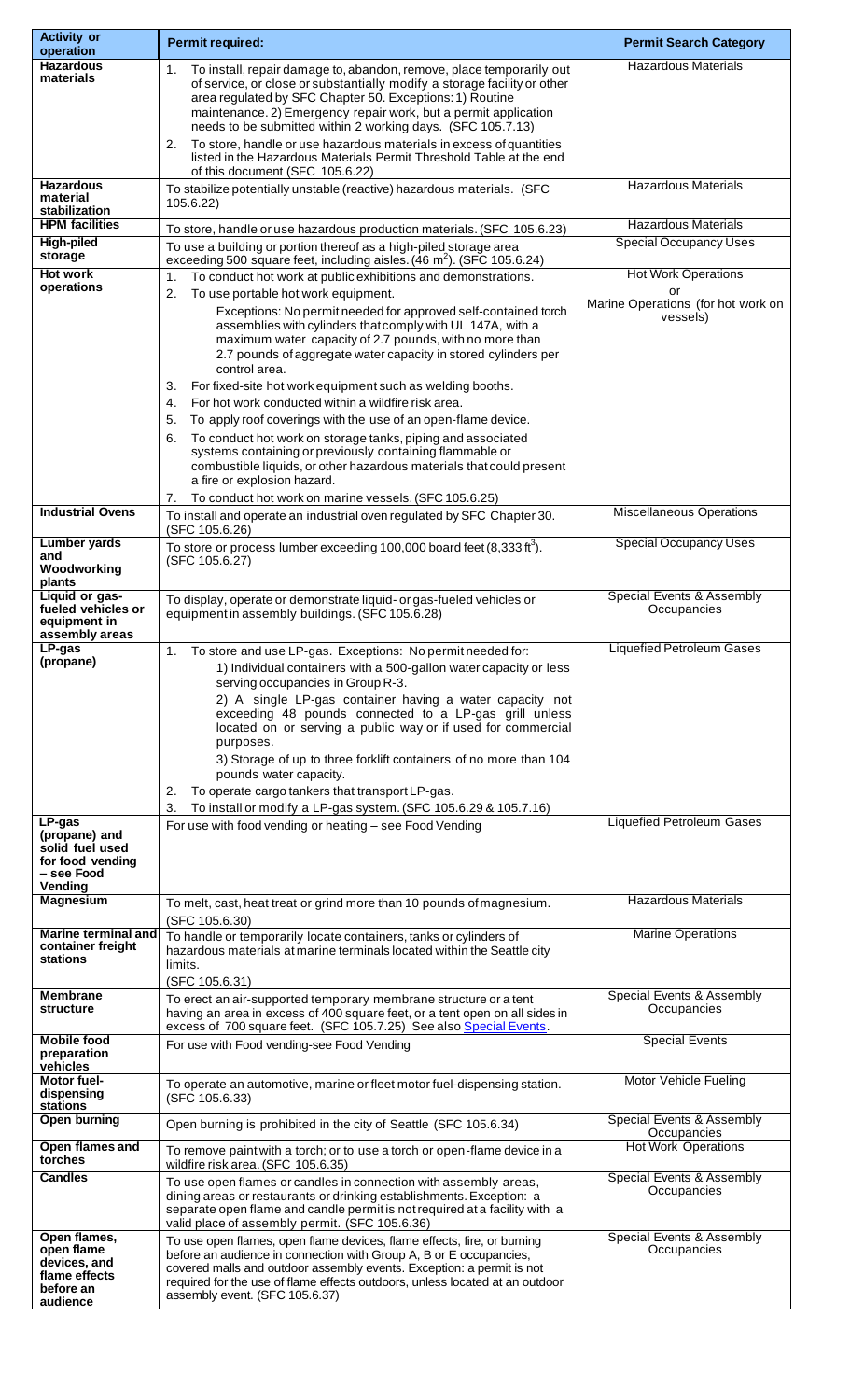| Activity or operation | Permit required: | Permit Search Category |
|---|---|---|
| **Hazardous materials** | 1. To install, repair damage to, abandon, remove, place temporarily out of service, or close or substantially modify a storage facility or other area regulated by SFC Chapter 50. Exceptions: 1) Routine maintenance. 2) Emergency repair work, but a permit application needs to be submitted within 2 working days. (SFC 105.7.13)<br>2. To store, handle or use hazardous materials in excess of quantities listed in the Hazardous Materials Permit Threshold Table at the end of this document (SFC 105.6.22) | Hazardous Materials |
| **Hazardous material stabilization** | To stabilize potentially unstable (reactive) hazardous materials. (SFC 105.6.22) | Hazardous Materials |
| **HPM facilities** | To store, handle or use hazardous production materials. (SFC 105.6.23) | Hazardous Materials |
| **High-piled storage** | To use a building or portion thereof as a high-piled storage area exceeding 500 square feet, including aisles. (46 $m^2$). (SFC 105.6.24) | Special Occupancy Uses |
| **Hot work operations** | 1. To conduct hot work at public exhibitions and demonstrations.<br>2. To use portable hot work equipment.<br>Exceptions: No permit needed for approved self-contained torch assemblies with cylinders that comply with UL 147A, with a maximum water capacity of 2.7 pounds, with no more than 2.7 pounds of aggregate water capacity in stored cylinders per control area.<br>3. For fixed-site hot work equipment such as welding booths.<br>4. For hot work conducted within a wildfire risk area.<br>5. To apply roof coverings with the use of an open-flame device.<br>6. To conduct hot work on storage tanks, piping and associated systems containing or previously containing flammable or combustible liquids, or other hazardous materials that could present a fire or explosion hazard.<br>7. To conduct hot work on marine vessels. (SFC 105.6.25) | Hot Work Operations<br>or<br>Marine Operations (for hot work on vessels) |
| **Industrial Ovens** | To install and operate an industrial oven regulated by SFC Chapter 30. (SFC 105.6.26) | Miscellaneous Operations |
| **Lumber yards and Woodworking plants** | To store or process lumber exceeding 100,000 board feet (8,333 $ft^3$). (SFC 105.6.27) | Special Occupancy Uses |
| **Liquid or gas-fueled vehicles or equipment in assembly areas** | To display, operate or demonstrate liquid- or gas-fueled vehicles or equipment in assembly buildings. (SFC 105.6.28) | Special Events & Assembly Occupancies |
| **LP-gas (propane)** | 1. To store and use LP-gas. Exceptions: No permit needed for:<br>1) Individual containers with a 500-gallon water capacity or less serving occupancies in Group R-3.<br>2) A single LP-gas container having a water capacity not exceeding 48 pounds connected to a LP-gas grill unless located on or serving a public way or if used for commercial purposes.<br>3) Storage of up to three forklift containers of no more than 104 pounds water capacity.<br>2. To operate cargo tankers that transport LP-gas.<br>3. To install or modify a LP-gas system. (SFC 105.6.29 & 105.7.16) | Liquefied Petroleum Gases |
| **LP-gas (propane) and solid fuel used for food vending – see Food Vending** | For use with food vending or heating – see Food Vending | Liquefied Petroleum Gases |
| **Magnesium** | To melt, cast, heat treat or grind more than 10 pounds of magnesium. (SFC 105.6.30) | Hazardous Materials |
| **Marine terminal and container freight stations** | To handle or temporarily locate containers, tanks or cylinders of hazardous materials at marine terminals located within the Seattle city limits. (SFC 105.6.31) | Marine Operations |
| **Membrane structure** | To erect an air-supported temporary membrane structure or a tent having an area in excess of 400 square feet, or a tent open on all sides in excess of 700 square feet. (SFC 105.7.25) See also Special Events. | Special Events & Assembly Occupancies |
| **Mobile food preparation vehicles** | For use with Food vending-see Food Vending | Special Events |
| **Motor fuel-dispensing stations** | To operate an automotive, marine or fleet motor fuel-dispensing station. (SFC 105.6.33) | Motor Vehicle Fueling |
| **Open burning** | Open burning is prohibited in the city of Seattle (SFC 105.6.34) | Special Events & Assembly Occupancies |
| **Open flames and torches** | To remove paint with a torch; or to use a torch or open-flame device in a wildfire risk area. (SFC 105.6.35) | Hot Work Operations |
| **Candles** | To use open flames or candles in connection with assembly areas, dining areas or restaurants or drinking establishments. Exception: a separate open flame and candle permit is not required at a facility with a valid place of assembly permit. (SFC 105.6.36) | Special Events & Assembly Occupancies |
| **Open flames, open flame devices, and flame effects before an audience** | To use open flames, open flame devices, flame effects, fire, or burning before an audience in connection with Group A, B or E occupancies, covered malls and outdoor assembly events. Exception: a permit is not required for the use of flame effects outdoors, unless located at an outdoor assembly event. (SFC 105.6.37) | Special Events & Assembly Occupancies |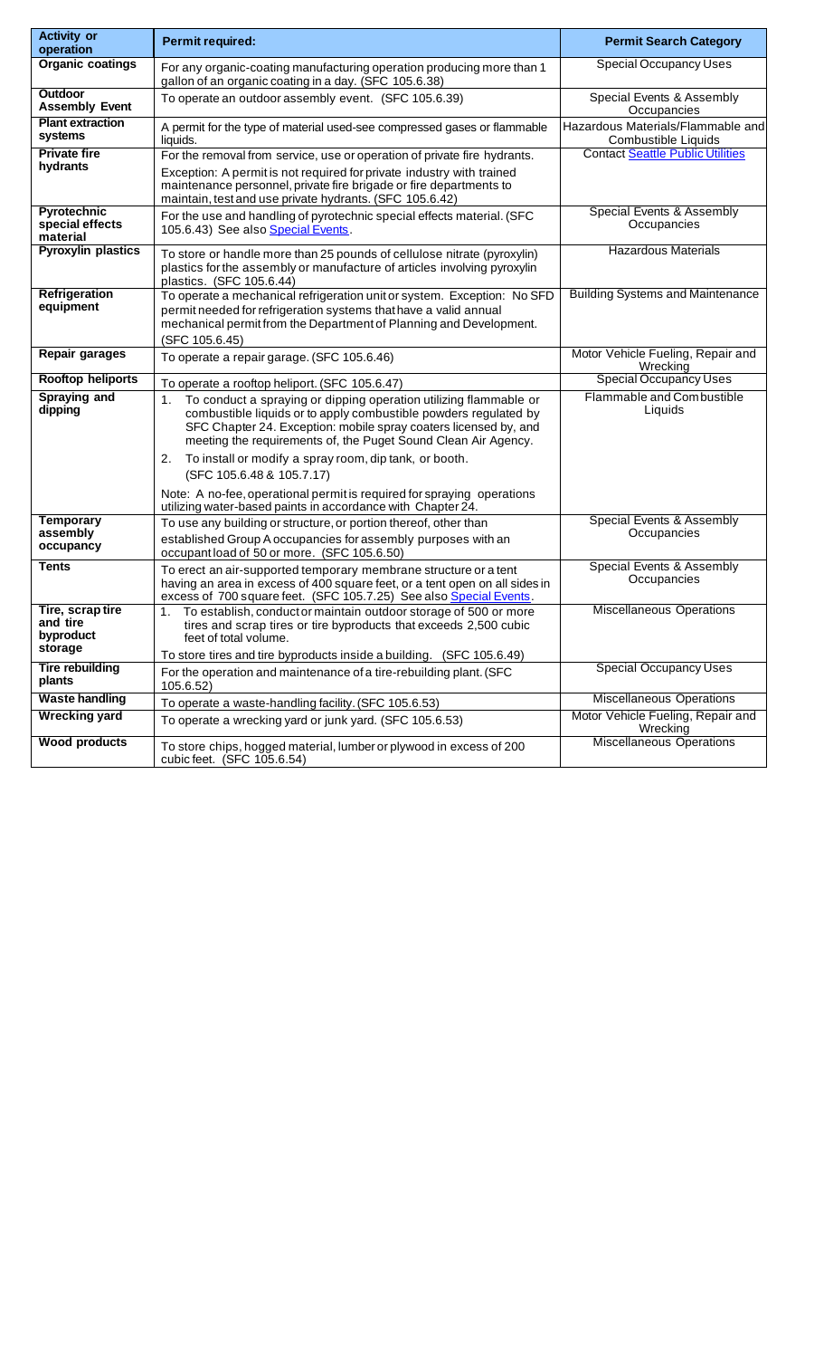| Activity or operation | Permit required: | Permit Search Category |
|---|---|---|
| **Organic coatings** | For any organic-coating manufacturing operation producing more than 1 gallon of an organic coating in a day. (SFC 105.6.38) | Special Occupancy Uses |
| **Outdoor Assembly Event** | To operate an outdoor assembly event. (SFC 105.6.39) | Special Events & Assembly Occupancies |
| **Plant extraction systems** | A permit for the type of material used-see compressed gases or flammable liquids. | Hazardous Materials/Flammable and Combustible Liquids |
| **Private fire hydrants** | For the removal from service, use or operation of private fire hydrants. Exception: A permit is not required for private industry with trained maintenance personnel, private fire brigade or fire departments to maintain, test and use private hydrants. (SFC 105.6.42) | Contact Seattle Public Utilities |
| **Pyrotechnic special effects material** | For the use and handling of pyrotechnic special effects material. (SFC 105.6.43) See also Special Events. | Special Events & Assembly Occupancies |
| **Pyroxylin plastics** | To store or handle more than 25 pounds of cellulose nitrate (pyroxylin) plastics for the assembly or manufacture of articles involving pyroxylin plastics. (SFC 105.6.44) | Hazardous Materials |
| **Refrigeration equipment** | To operate a mechanical refrigeration unit or system. Exception: No SFD permit needed for refrigeration systems that have a valid annual mechanical permit from the Department of Planning and Development. (SFC 105.6.45) | Building Systems and Maintenance |
| **Repair garages** | To operate a repair garage. (SFC 105.6.46) | Motor Vehicle Fueling, Repair and Wrecking |
| **Rooftop heliports** | To operate a rooftop heliport. (SFC 105.6.47) | Special Occupancy Uses |
| **Spraying and dipping** | 1. To conduct a spraying or dipping operation utilizing flammable or combustible liquids or to apply combustible powders regulated by SFC Chapter 24. Exception: mobile spray coaters licensed by, and meeting the requirements of, the Puget Sound Clean Air Agency.<br>2. To install or modify a spray room, dip tank, or booth. (SFC 105.6.48 & 105.7.17)<br>Note: A no-fee, operational permit is required for spraying operations utilizing water-based paints in accordance with Chapter 24. | Flammable and Combustible Liquids |
| **Temporary assembly occupancy** | To use any building or structure, or portion thereof, other than established Group A occupancies for assembly purposes with an occupant load of 50 or more. (SFC 105.6.50) | Special Events & Assembly Occupancies |
| **Tents** | To erect an air-supported temporary membrane structure or a tent having an area in excess of 400 square feet, or a tent open on all sides in excess of 700 square feet. (SFC 105.7.25) See also Special Events. | Special Events & Assembly Occupancies |
| **Tire, scrap tire and tire byproduct storage** | 1. To establish, conduct or maintain outdoor storage of 500 or more tires and scrap tires or tire byproducts that exceeds 2,500 cubic feet of total volume.<br>To store tires and tire byproducts inside a building. (SFC 105.6.49) | Miscellaneous Operations |
| **Tire rebuilding plants** | For the operation and maintenance of a tire-rebuilding plant. (SFC 105.6.52) | Special Occupancy Uses |
| **Waste handling** | To operate a waste-handling facility. (SFC 105.6.53) | Miscellaneous Operations |
| **Wrecking yard** | To operate a wrecking yard or junk yard. (SFC 105.6.53) | Motor Vehicle Fueling, Repair and Wrecking |
| **Wood products** | To store chips, hogged material, lumber or plywood in excess of 200 cubic feet. (SFC 105.6.54) | Miscellaneous Operations |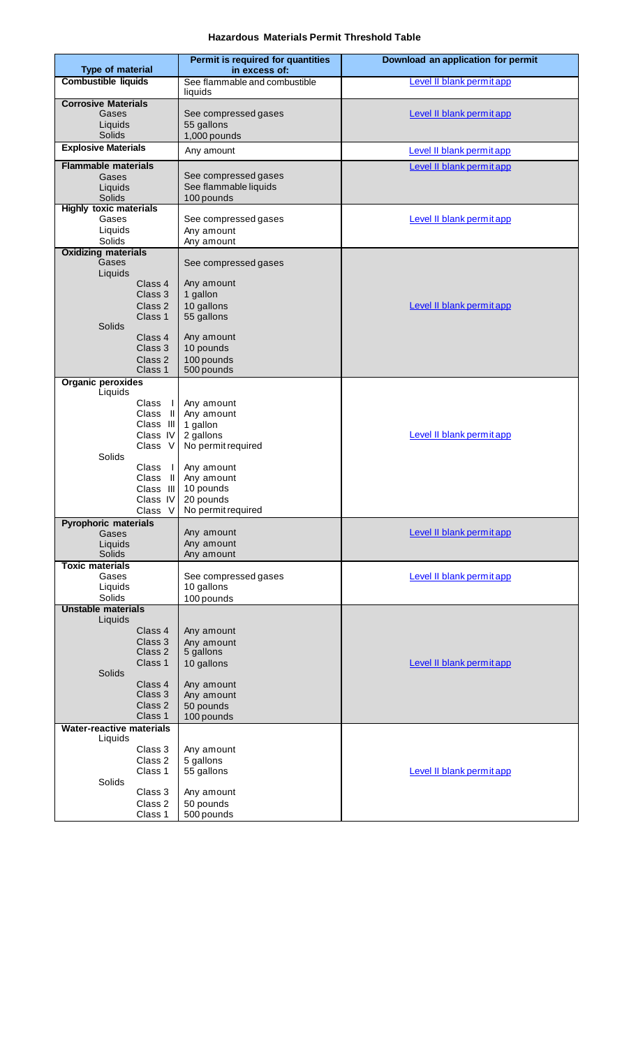# Hazardous Materials Permit Threshold Table

| Type of material | Permit is required for quantities in excess of: | Download an application for permit |
|---|---|---|
| **Combustible liquids** | See flammable and combustible liquids | Level II blank permit app |
| **Corrosive Materials** | | Level II blank permit app |
| Gases | See compressed gases | |
| Liquids | 55 gallons | |
| Solids | 1,000 pounds | |
| **Explosive Materials** | Any amount | Level II blank permit app |
| **Flammable materials** | | Level II blank permit app |
| Gases | See compressed gases | |
| Liquids | See flammable liquids | |
| Solids | 100 pounds | |
| **Highly toxic materials** | | Level II blank permit app |
| Gases | See compressed gases | |
| Liquids | Any amount | |
| Solids | Any amount | |
| **Oxidizing materials** | | Level II blank permit app |
| Gases | See compressed gases | |
| Liquids | | |
| Class 4 | Any amount | |
| Class 3 | 1 gallon | |
| Class 2 | 10 gallons | |
| Class 1 | 55 gallons | |
| Solids | | |
| Class 4 | Any amount | |
| Class 3 | 10 pounds | |
| Class 2 | 100 pounds | |
| Class 1 | 500 pounds | |
| **Organic peroxides** | | Level II blank permit app |
| Liquids | | |
| Class I | Any amount | |
| Class II | Any amount | |
| Class III | 1 gallon | |
| Class IV | 2 gallons | |
| Class V | No permit required | |
| Solids | | |
| Class I | Any amount | |
| Class II | Any amount | |
| Class III | 10 pounds | |
| Class IV | 20 pounds | |
| Class V | No permit required | |
| **Pyrophoric materials** | | Level II blank permit app |
| Gases | Any amount | |
| Liquids | Any amount | |
| Solids | Any amount | |
| **Toxic materials** | | Level II blank permit app |
| Gases | See compressed gases | |
| Liquids | 10 gallons | |
| Solids | 100 pounds | |
| **Unstable materials** | | Level II blank permit app |
| Liquids | | |
| Class 4 | Any amount | |
| Class 3 | Any amount | |
| Class 2 | 5 gallons | |
| Class 1 | 10 gallons | |
| Solids | | |
| Class 4 | Any amount | |
| Class 3 | Any amount | |
| Class 2 | 50 pounds | |
| Class 1 | 100 pounds | |
| **Water-reactive materials** | | Level II blank permit app |
| Liquids | | |
| Class 3 | Any amount | |
| Class 2 | 5 gallons | |
| Class 1 | 55 gallons | |
| Solids | | |
| Class 3 | Any amount | |
| Class 2 | 50 pounds | |
| Class 1 | 500 pounds | |